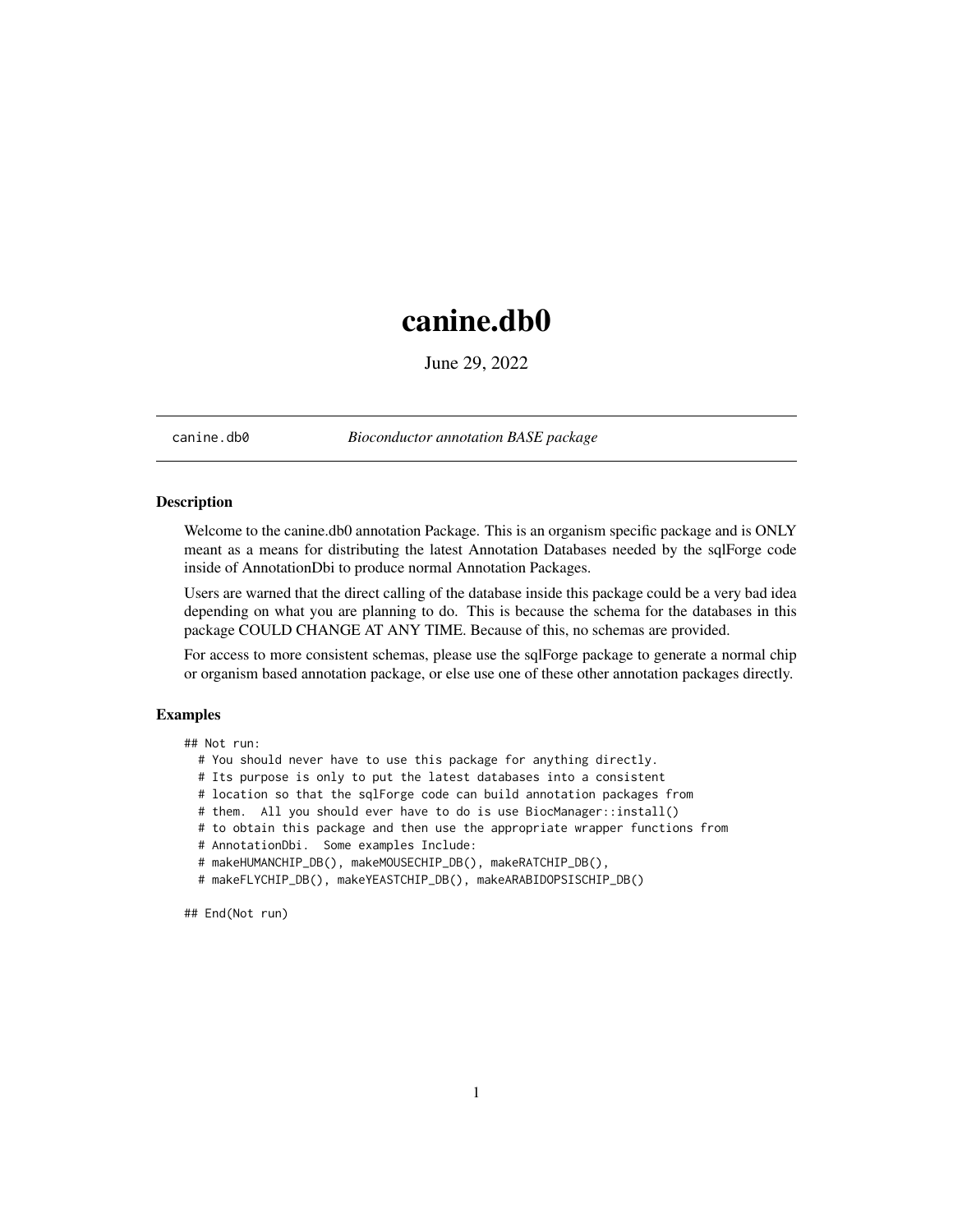# canine.db0

June 29, 2022

canine.db0 *Bioconductor annotation BASE package*

### Description

Welcome to the canine.db0 annotation Package. This is an organism specific package and is ONLY meant as a means for distributing the latest Annotation Databases needed by the sqlForge code inside of AnnotationDbi to produce normal Annotation Packages.

Users are warned that the direct calling of the database inside this package could be a very bad idea depending on what you are planning to do. This is because the schema for the databases in this package COULD CHANGE AT ANY TIME. Because of this, no schemas are provided.

For access to more consistent schemas, please use the sqlForge package to generate a normal chip or organism based annotation package, or else use one of these other annotation packages directly.

### Examples

```
## Not run:
  # You should never have to use this package for anything directly.
  # Its purpose is only to put the latest databases into a consistent
  # location so that the sqlForge code can build annotation packages from
  # them.  All you should ever have to do is use BiocManager::install()
  # to obtain this package and then use the appropriate wrapper functions from
  # AnnotationDbi.  Some examples Include:
  # makeHUMANCHIP_DB(), makeMOUSECHIP_DB(), makeRATCHIP_DB(),
  # makeFLYCHIP_DB(), makeYEASTCHIP_DB(), makeARABIDOPSISCHIP_DB()

## End(Not run)
```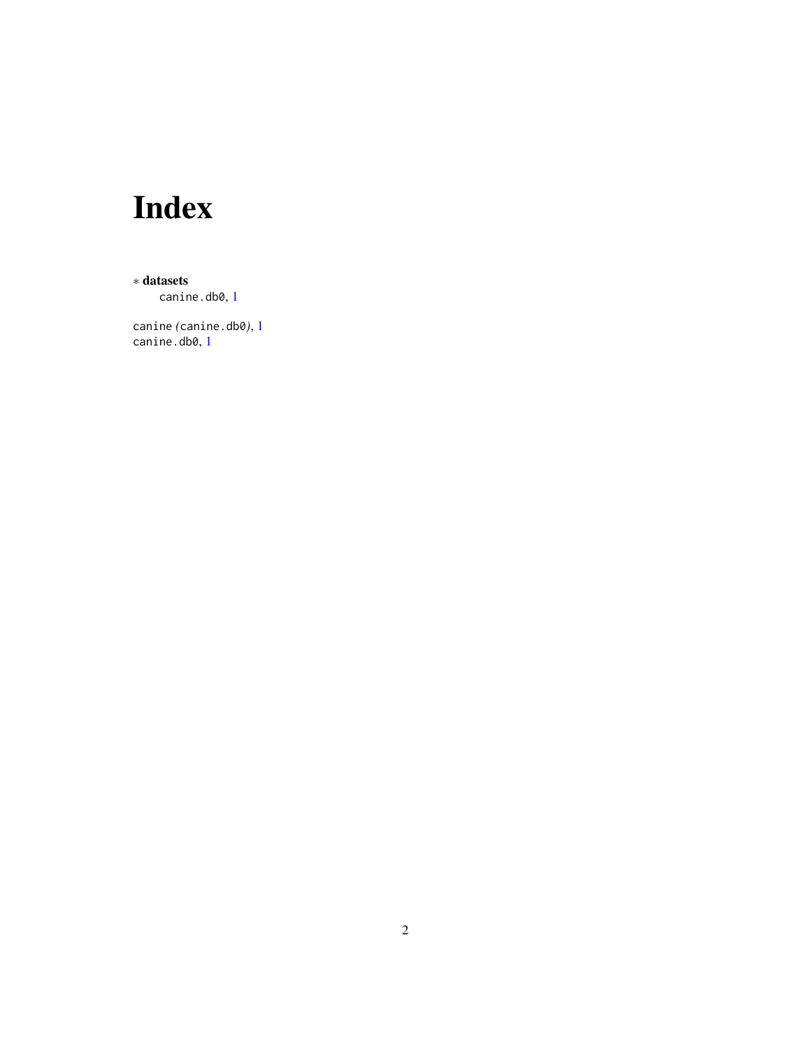# Index

∗ **datasets**
    `canine.db0`, 1

`canine` *(*`canine.db0`*)*, 1
`canine.db0`, 1